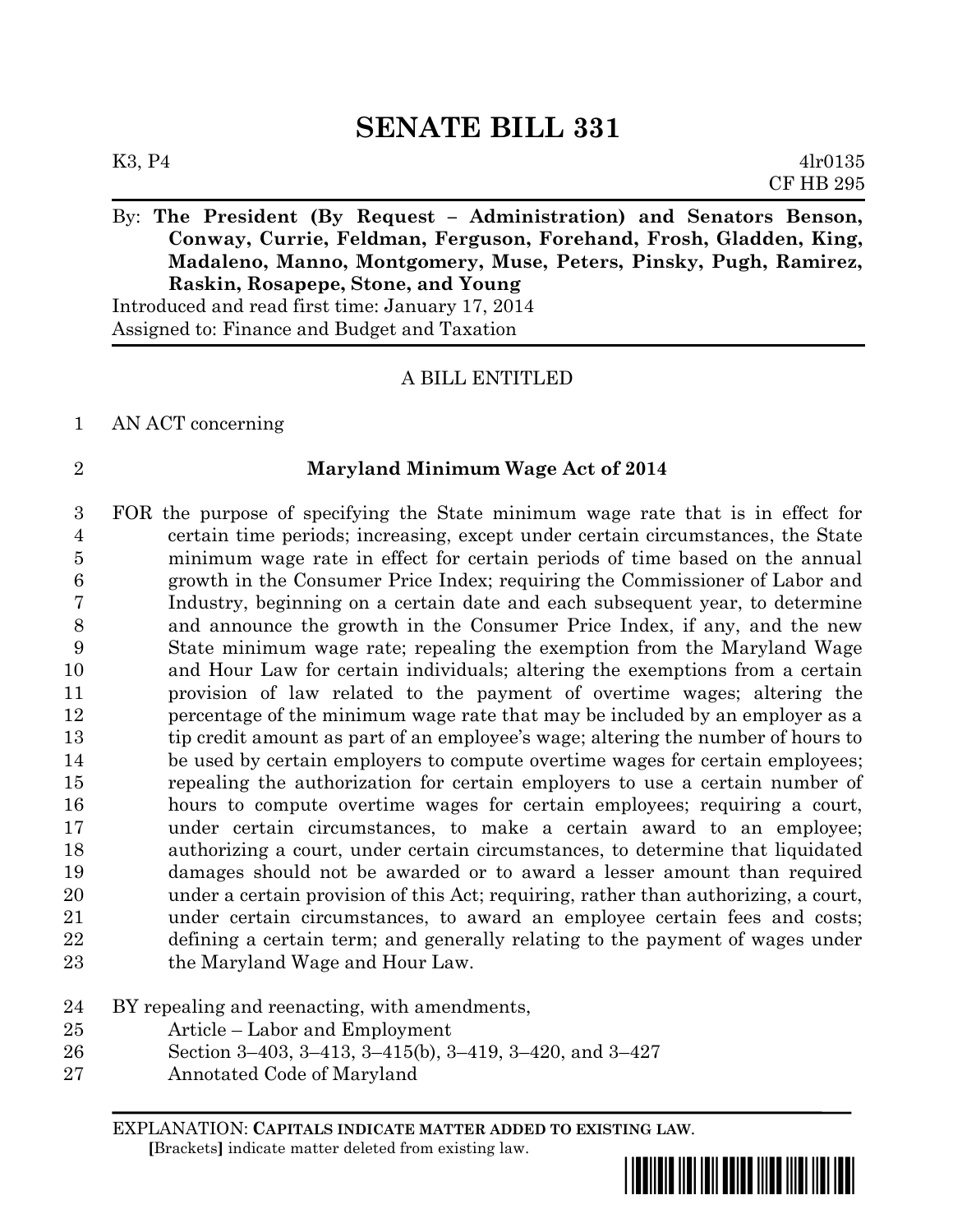# SENATE BILL 331

K3, P4 4lr0135
CF HB 295

By: **The President (By Request – Administration) and Senators Benson, Conway, Currie, Feldman, Ferguson, Forehand, Frosh, Gladden, King, Madaleno, Manno, Montgomery, Muse, Peters, Pinsky, Pugh, Ramirez, Raskin, Rosapepe, Stone, and Young**
Introduced and read first time: January 17, 2014
Assigned to: Finance and Budget and Taxation

A BILL ENTITLED

1 AN ACT concerning

2 **Maryland Minimum Wage Act of 2014**

3 FOR the purpose of specifying the State minimum wage rate that is in effect for
4 certain time periods; increasing, except under certain circumstances, the State
5 minimum wage rate in effect for certain periods of time based on the annual
6 growth in the Consumer Price Index; requiring the Commissioner of Labor and
7 Industry, beginning on a certain date and each subsequent year, to determine
8 and announce the growth in the Consumer Price Index, if any, and the new
9 State minimum wage rate; repealing the exemption from the Maryland Wage
10 and Hour Law for certain individuals; altering the exemptions from a certain
11 provision of law related to the payment of overtime wages; altering the
12 percentage of the minimum wage rate that may be included by an employer as a
13 tip credit amount as part of an employee's wage; altering the number of hours to
14 be used by certain employers to compute overtime wages for certain employees;
15 repealing the authorization for certain employers to use a certain number of
16 hours to compute overtime wages for certain employees; requiring a court,
17 under certain circumstances, to make a certain award to an employee;
18 authorizing a court, under certain circumstances, to determine that liquidated
19 damages should not be awarded or to award a lesser amount than required
20 under a certain provision of this Act; requiring, rather than authorizing, a court,
21 under certain circumstances, to award an employee certain fees and costs;
22 defining a certain term; and generally relating to the payment of wages under
23 the Maryland Wage and Hour Law.

24 BY repealing and reenacting, with amendments,
25 Article – Labor and Employment
26 Section 3–403, 3–413, 3–415(b), 3–419, 3–420, and 3–427
27 Annotated Code of Maryland

EXPLANATION: **CAPITALS INDICATE MATTER ADDED TO EXISTING LAW.**
**[**Brackets**]** indicate matter deleted from existing law.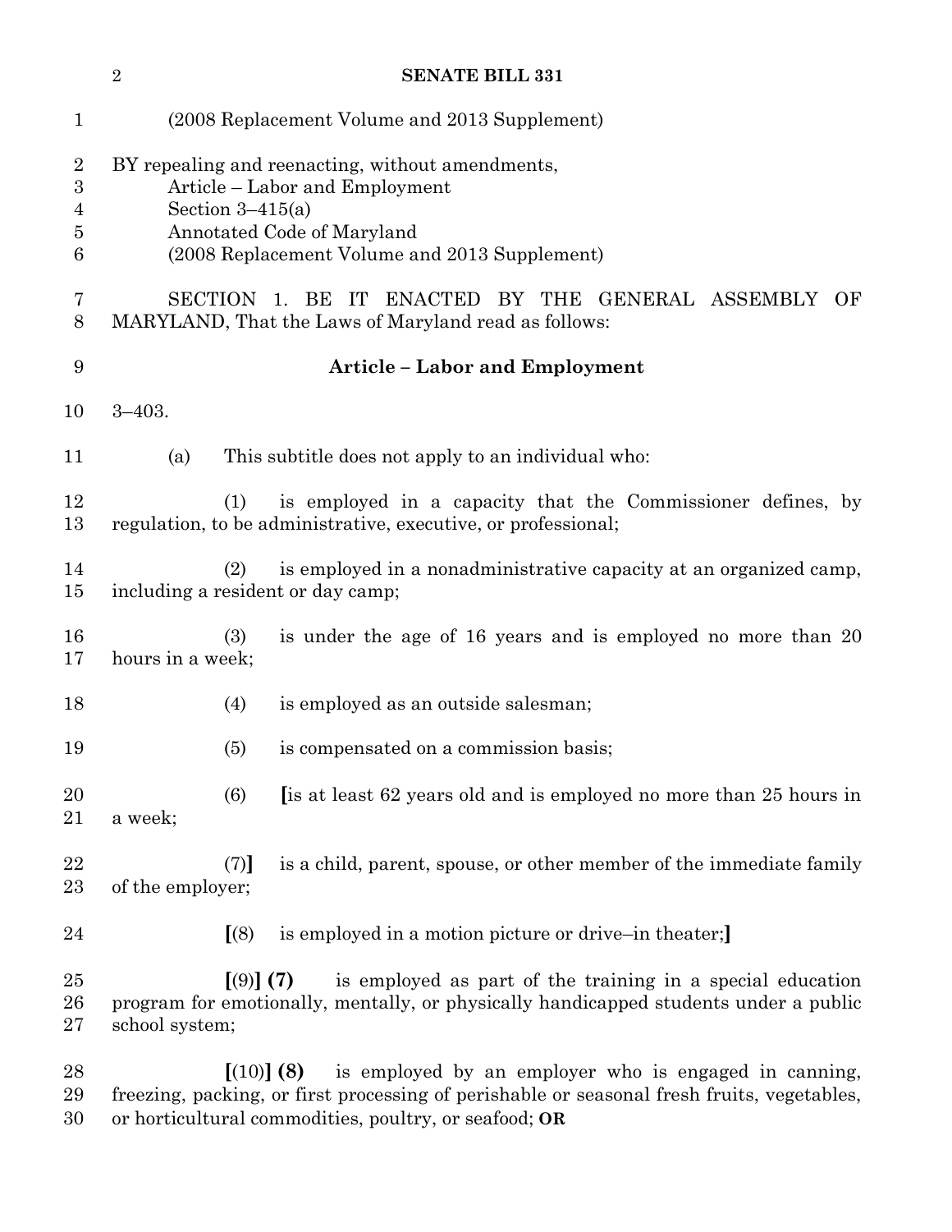(2008 Replacement Volume and 2013 Supplement)

BY repealing and reenacting, without amendments,
Article – Labor and Employment
Section 3–415(a)
Annotated Code of Maryland
(2008 Replacement Volume and 2013 Supplement)

SECTION 1. BE IT ENACTED BY THE GENERAL ASSEMBLY OF MARYLAND, That the Laws of Maryland read as follows:

**Article – Labor and Employment**

3–403.

(a) This subtitle does not apply to an individual who:

(1) is employed in a capacity that the Commissioner defines, by regulation, to be administrative, executive, or professional;

(2) is employed in a nonadministrative capacity at an organized camp, including a resident or day camp;

(3) is under the age of 16 years and is employed no more than 20 hours in a week;

(4) is employed as an outside salesman;

(5) is compensated on a commission basis;

(6) **[**is at least 62 years old and is employed no more than 25 hours in a week;

(7)**]** is a child, parent, spouse, or other member of the immediate family of the employer;

**[**(8) is employed in a motion picture or drive–in theater;**]**

**[**(9)**]** **(7)** is employed as part of the training in a special education program for emotionally, mentally, or physically handicapped students under a public school system;

**[**(10)**]** **(8)** is employed by an employer who is engaged in canning, freezing, packing, or first processing of perishable or seasonal fresh fruits, vegetables, or horticultural commodities, poultry, or seafood; **OR**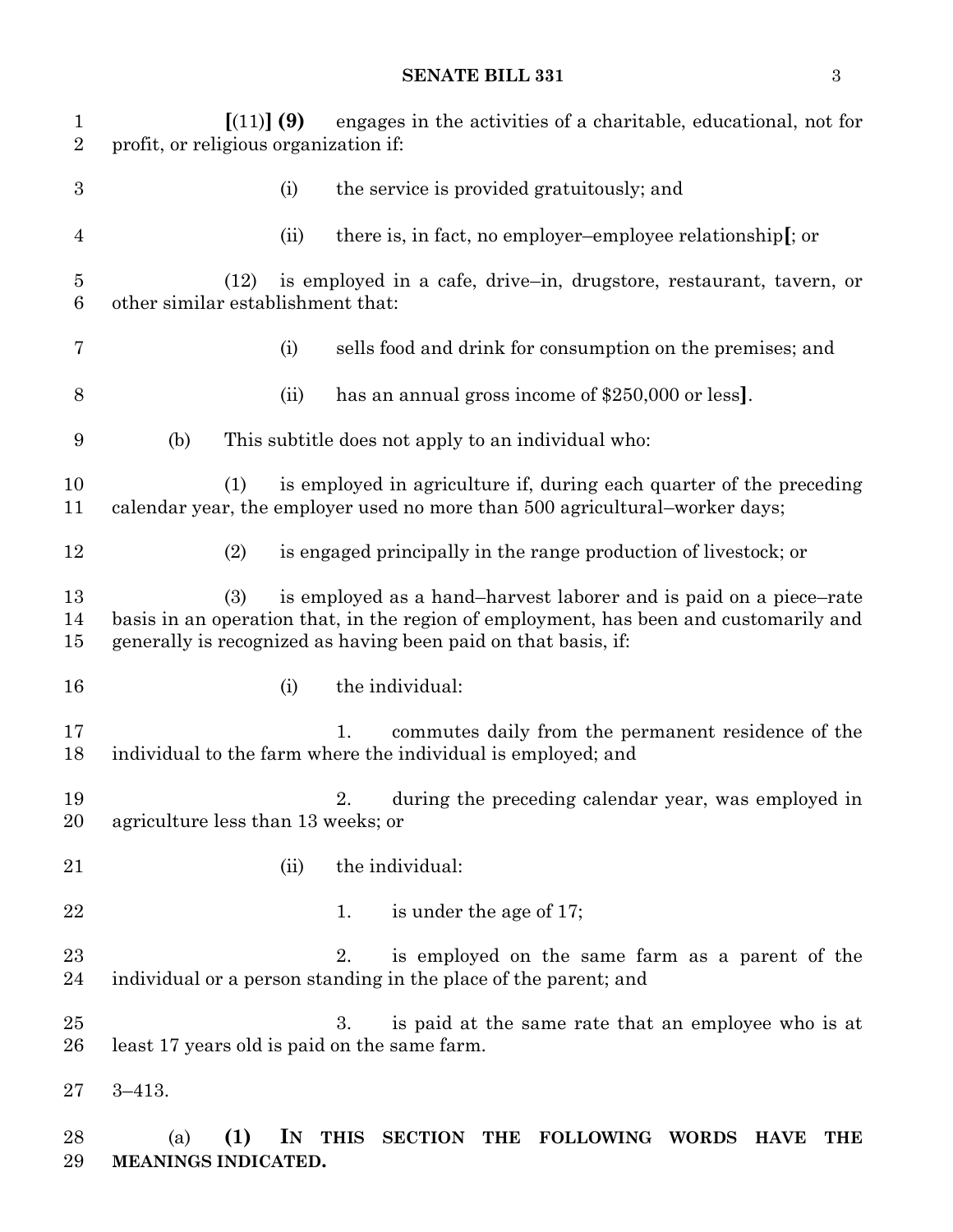[(11)] **(9)** engages in the activities of a charitable, educational, not for profit, or religious organization if:

(i) the service is provided gratuitously; and

(ii) there is, in fact, no employer–employee relationship[; or

(12) is employed in a cafe, drive–in, drugstore, restaurant, tavern, or other similar establishment that:

(i) sells food and drink for consumption on the premises; and

(ii) has an annual gross income of $250,000 or less].

(b) This subtitle does not apply to an individual who:

(1) is employed in agriculture if, during each quarter of the preceding calendar year, the employer used no more than 500 agricultural–worker days;

(2) is engaged principally in the range production of livestock; or

(3) is employed as a hand–harvest laborer and is paid on a piece–rate basis in an operation that, in the region of employment, has been and customarily and generally is recognized as having been paid on that basis, if:

(i) the individual:

1. commutes daily from the permanent residence of the individual to the farm where the individual is employed; and

2. during the preceding calendar year, was employed in agriculture less than 13 weeks; or

(ii) the individual:

1. is under the age of 17;

2. is employed on the same farm as a parent of the individual or a person standing in the place of the parent; and

3. is paid at the same rate that an employee who is at least 17 years old is paid on the same farm.

3–413.

(a) **(1) IN THIS SECTION THE FOLLOWING WORDS HAVE THE MEANINGS INDICATED.**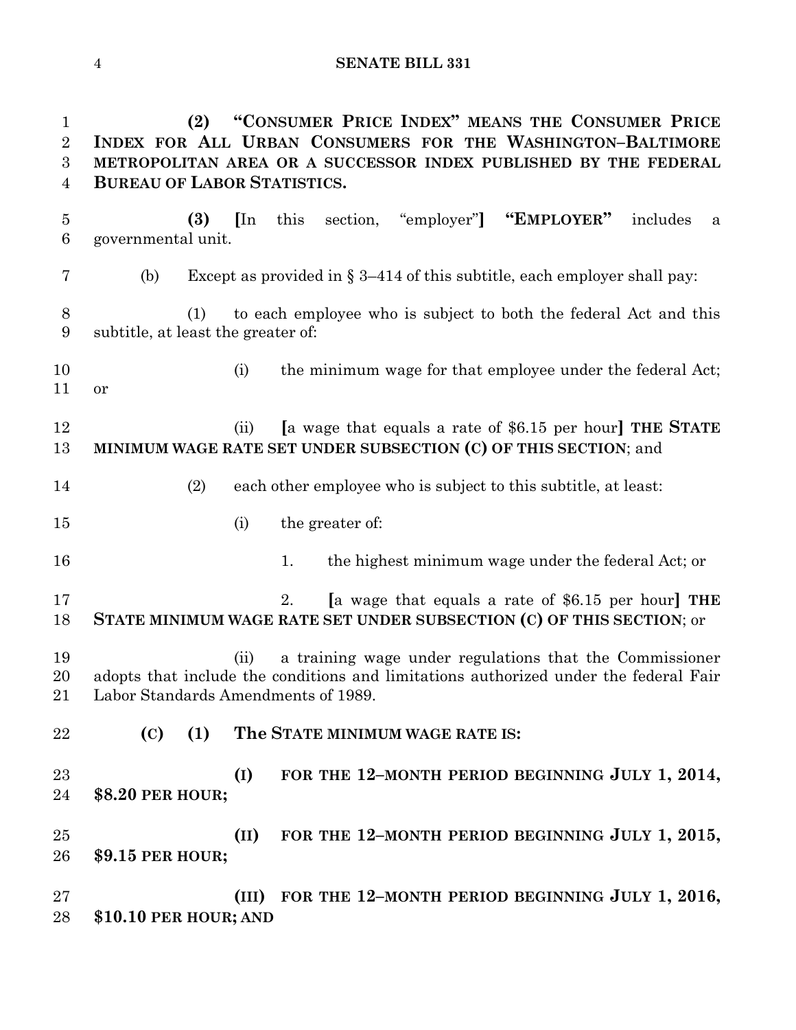**(2) "CONSUMER PRICE INDEX" MEANS THE CONSUMER PRICE INDEX FOR ALL URBAN CONSUMERS FOR THE WASHINGTON–BALTIMORE METROPOLITAN AREA OR A SUCCESSOR INDEX PUBLISHED BY THE FEDERAL BUREAU OF LABOR STATISTICS.**

**(3)** **[**In this section, "employer"**]** **"EMPLOYER"** includes a governmental unit.

(b) Except as provided in § 3–414 of this subtitle, each employer shall pay:

(1) to each employee who is subject to both the federal Act and this subtitle, at least the greater of:

(i) the minimum wage for that employee under the federal Act; or

(ii) **[**a wage that equals a rate of $6.15 per hour**]** **THE STATE MINIMUM WAGE RATE SET UNDER SUBSECTION (C) OF THIS SECTION**; and

(2) each other employee who is subject to this subtitle, at least:

(i) the greater of:

1. the highest minimum wage under the federal Act; or

2. **[**a wage that equals a rate of $6.15 per hour**]** **THE STATE MINIMUM WAGE RATE SET UNDER SUBSECTION (C) OF THIS SECTION**; or

(ii) a training wage under regulations that the Commissioner adopts that include the conditions and limitations authorized under the federal Fair Labor Standards Amendments of 1989.

**(C) (1) The STATE MINIMUM WAGE RATE IS:**

**(I) FOR THE 12–MONTH PERIOD BEGINNING JULY 1, 2014, $8.20 PER HOUR;**

**(II) FOR THE 12–MONTH PERIOD BEGINNING JULY 1, 2015, $9.15 PER HOUR;**

**(III) FOR THE 12–MONTH PERIOD BEGINNING JULY 1, 2016, $10.10 PER HOUR; AND**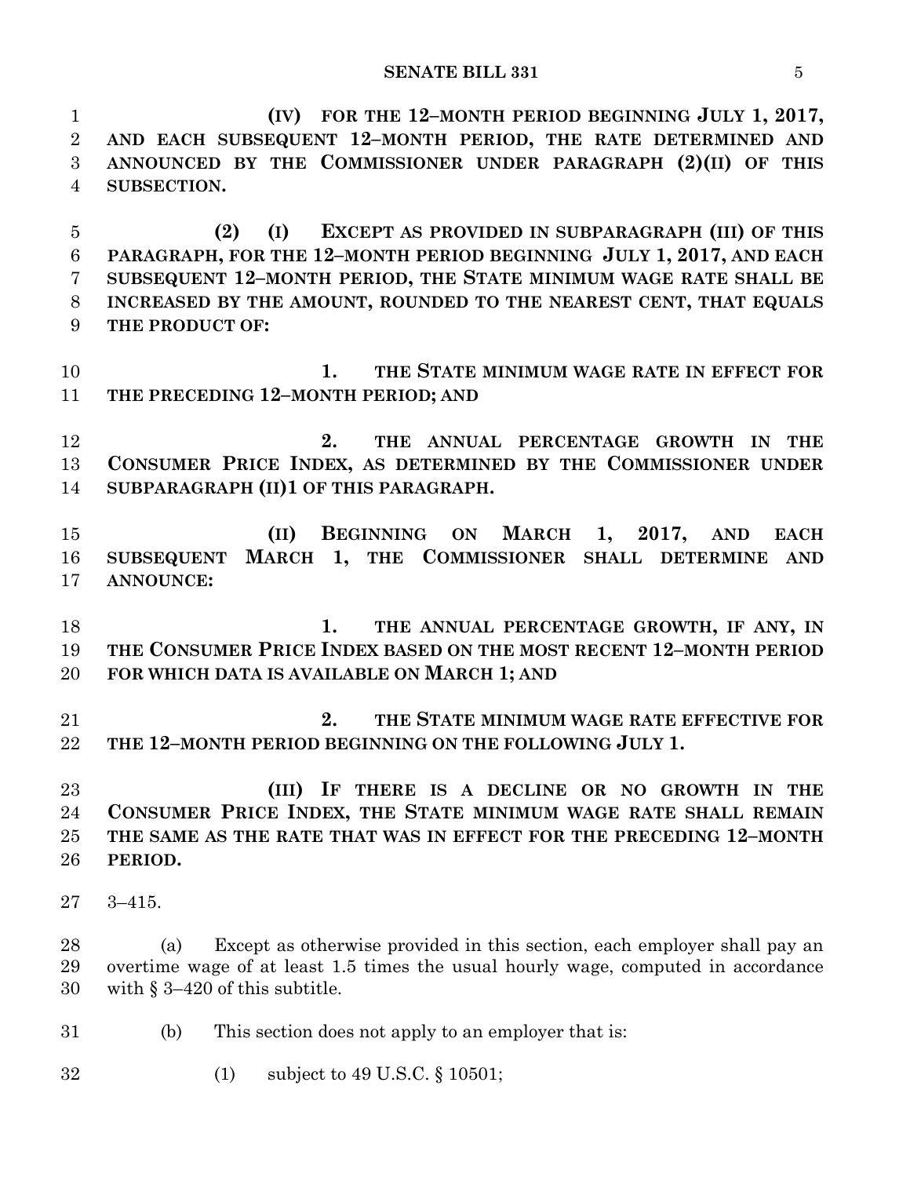**(IV) FOR THE 12–MONTH PERIOD BEGINNING JULY 1, 2017, AND EACH SUBSEQUENT 12–MONTH PERIOD, THE RATE DETERMINED AND ANNOUNCED BY THE COMMISSIONER UNDER PARAGRAPH (2)(II) OF THIS SUBSECTION.**

**(2) (I) EXCEPT AS PROVIDED IN SUBPARAGRAPH (III) OF THIS PARAGRAPH, FOR THE 12–MONTH PERIOD BEGINNING JULY 1, 2017, AND EACH SUBSEQUENT 12–MONTH PERIOD, THE STATE MINIMUM WAGE RATE SHALL BE INCREASED BY THE AMOUNT, ROUNDED TO THE NEAREST CENT, THAT EQUALS THE PRODUCT OF:**

**1. THE STATE MINIMUM WAGE RATE IN EFFECT FOR THE PRECEDING 12–MONTH PERIOD; AND**

**2. THE ANNUAL PERCENTAGE GROWTH IN THE CONSUMER PRICE INDEX, AS DETERMINED BY THE COMMISSIONER UNDER SUBPARAGRAPH (II)1 OF THIS PARAGRAPH.**

**(II) BEGINNING ON MARCH 1, 2017, AND EACH SUBSEQUENT MARCH 1, THE COMMISSIONER SHALL DETERMINE AND ANNOUNCE:**

**1. THE ANNUAL PERCENTAGE GROWTH, IF ANY, IN THE CONSUMER PRICE INDEX BASED ON THE MOST RECENT 12–MONTH PERIOD FOR WHICH DATA IS AVAILABLE ON MARCH 1; AND**

**2. THE STATE MINIMUM WAGE RATE EFFECTIVE FOR THE 12–MONTH PERIOD BEGINNING ON THE FOLLOWING JULY 1.**

**(III) IF THERE IS A DECLINE OR NO GROWTH IN THE CONSUMER PRICE INDEX, THE STATE MINIMUM WAGE RATE SHALL REMAIN THE SAME AS THE RATE THAT WAS IN EFFECT FOR THE PRECEDING 12–MONTH PERIOD.**

3–415.

(a) Except as otherwise provided in this section, each employer shall pay an overtime wage of at least 1.5 times the usual hourly wage, computed in accordance with § 3–420 of this subtitle.

(b) This section does not apply to an employer that is:

(1) subject to 49 U.S.C. § 10501;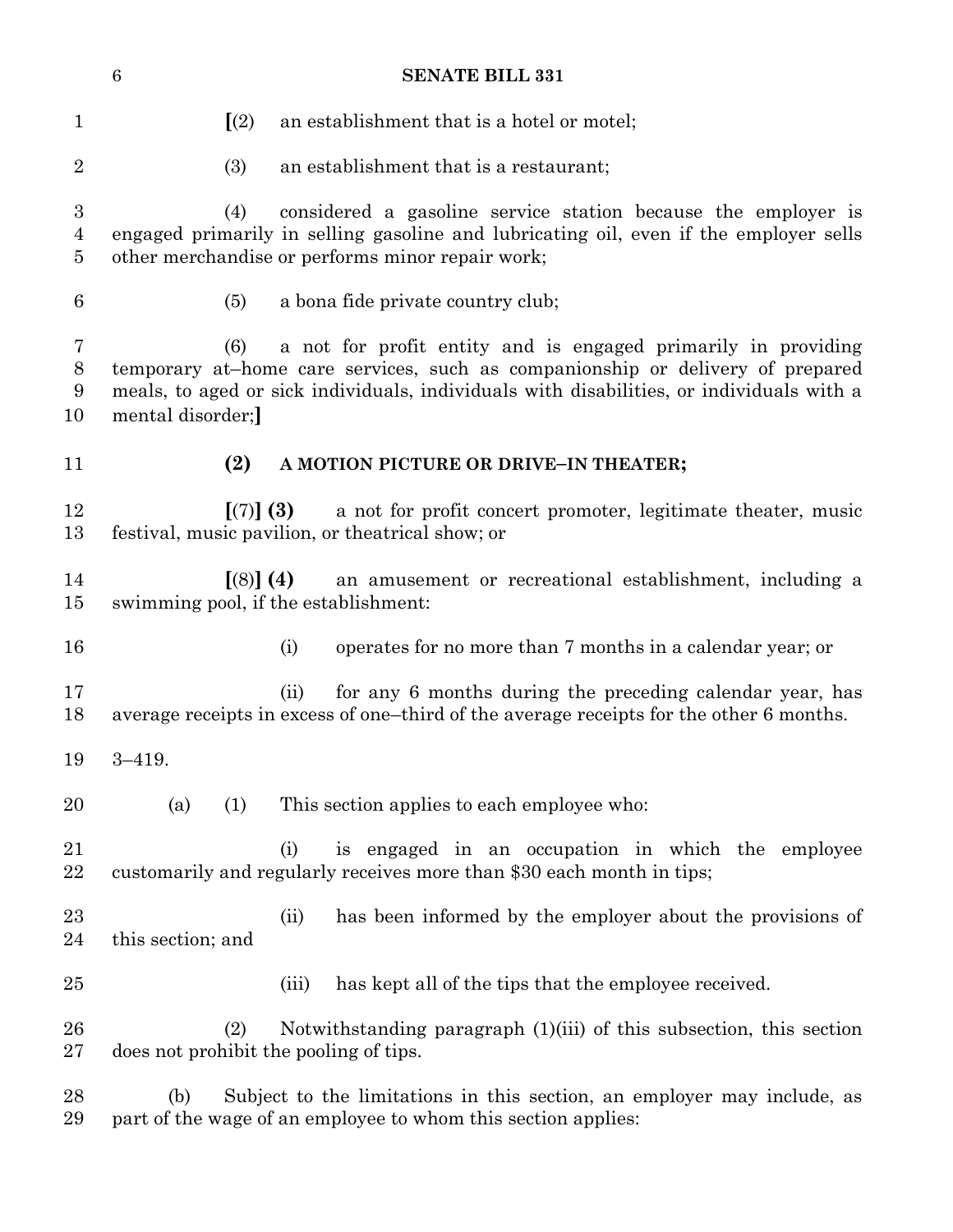[(2) an establishment that is a hotel or motel;

(3) an establishment that is a restaurant;

(4) considered a gasoline service station because the employer is engaged primarily in selling gasoline and lubricating oil, even if the employer sells other merchandise or performs minor repair work;

(5) a bona fide private country club;

(6) a not for profit entity and is engaged primarily in providing temporary at–home care services, such as companionship or delivery of prepared meals, to aged or sick individuals, individuals with disabilities, or individuals with a mental disorder;]

**(2) A MOTION PICTURE OR DRIVE–IN THEATER;**

[(7)] **(3)** a not for profit concert promoter, legitimate theater, music festival, music pavilion, or theatrical show; or

[(8)] **(4)** an amusement or recreational establishment, including a swimming pool, if the establishment:

(i) operates for no more than 7 months in a calendar year; or

(ii) for any 6 months during the preceding calendar year, has average receipts in excess of one–third of the average receipts for the other 6 months.

3–419.

(a) (1) This section applies to each employee who:

(i) is engaged in an occupation in which the employee customarily and regularly receives more than $30 each month in tips;

(ii) has been informed by the employer about the provisions of this section; and

(iii) has kept all of the tips that the employee received.

(2) Notwithstanding paragraph (1)(iii) of this subsection, this section does not prohibit the pooling of tips.

(b) Subject to the limitations in this section, an employer may include, as part of the wage of an employee to whom this section applies: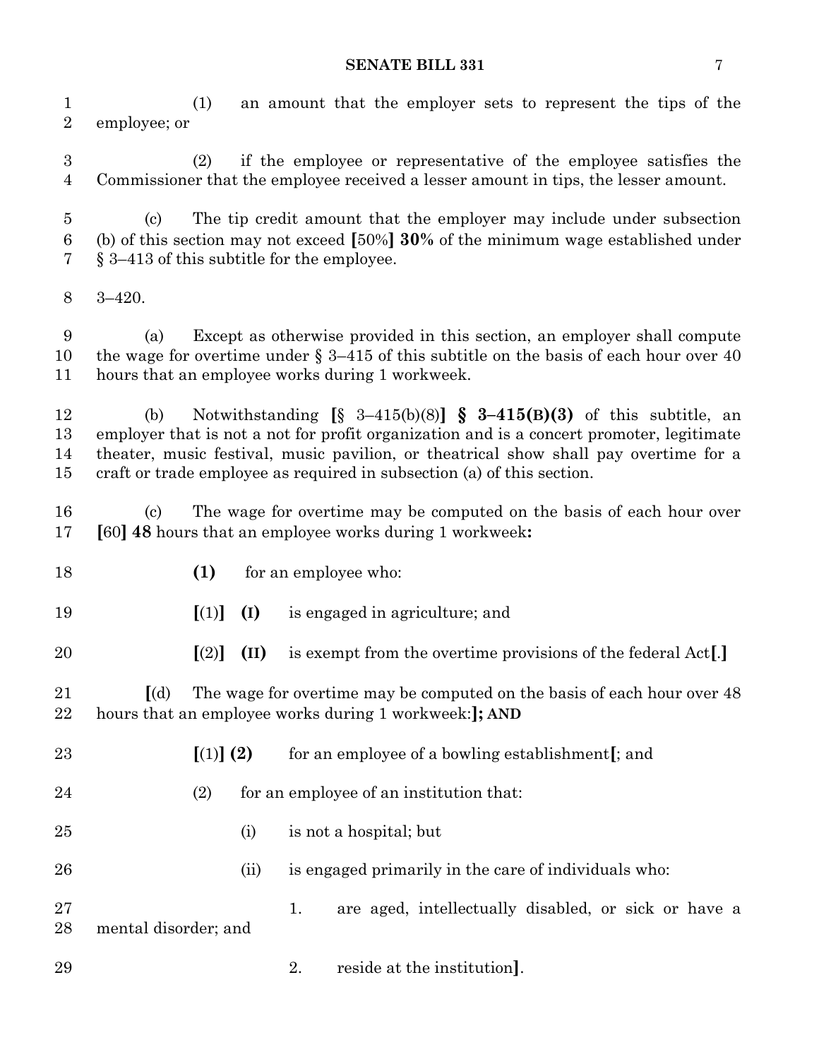(1) an amount that the employer sets to represent the tips of the employee; or

(2) if the employee or representative of the employee satisfies the Commissioner that the employee received a lesser amount in tips, the lesser amount.

(c) The tip credit amount that the employer may include under subsection (b) of this section may not exceed **[**50%**] 30%** of the minimum wage established under § 3–413 of this subtitle for the employee.

3–420.

(a) Except as otherwise provided in this section, an employer shall compute the wage for overtime under § 3–415 of this subtitle on the basis of each hour over 40 hours that an employee works during 1 workweek.

(b) Notwithstanding **[**§ 3–415(b)(8)**] § 3–415(B)(3)** of this subtitle, an employer that is not a not for profit organization and is a concert promoter, legitimate theater, music festival, music pavilion, or theatrical show shall pay overtime for a craft or trade employee as required in subsection (a) of this section.

(c) The wage for overtime may be computed on the basis of each hour over **[**60**] 48** hours that an employee works during 1 workweek**:**

**(1)** for an employee who:

**[**(1)**] (I)** is engaged in agriculture; and

**[**(2)**] (II)** is exempt from the overtime provisions of the federal Act**[**.**]**

**[**(d) The wage for overtime may be computed on the basis of each hour over 48 hours that an employee works during 1 workweek:**]; AND**

**[**(1)**] (2)** for an employee of a bowling establishment**[**; and

(2) for an employee of an institution that:

(i) is not a hospital; but

(ii) is engaged primarily in the care of individuals who:

1. are aged, intellectually disabled, or sick or have a mental disorder; and

2. reside at the institution**]**.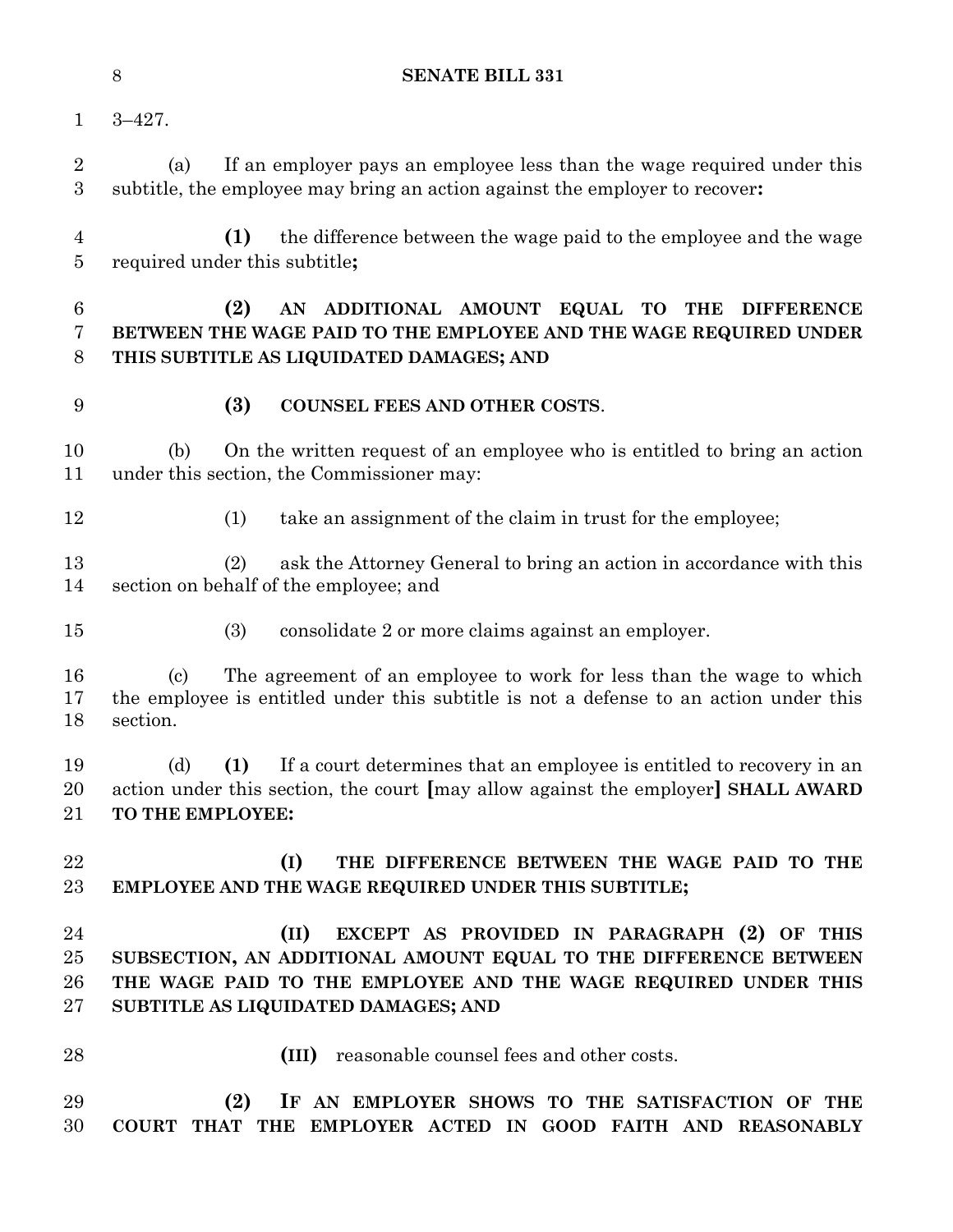3–427.

(a) If an employer pays an employee less than the wage required under this subtitle, the employee may bring an action against the employer to recover**:**

**(1)** the difference between the wage paid to the employee and the wage required under this subtitle**;**

**(2) AN ADDITIONAL AMOUNT EQUAL TO THE DIFFERENCE BETWEEN THE WAGE PAID TO THE EMPLOYEE AND THE WAGE REQUIRED UNDER THIS SUBTITLE AS LIQUIDATED DAMAGES; AND**

**(3) COUNSEL FEES AND OTHER COSTS**.

(b) On the written request of an employee who is entitled to bring an action under this section, the Commissioner may:

(1) take an assignment of the claim in trust for the employee;

(2) ask the Attorney General to bring an action in accordance with this section on behalf of the employee; and

(3) consolidate 2 or more claims against an employer.

(c) The agreement of an employee to work for less than the wage to which the employee is entitled under this subtitle is not a defense to an action under this section.

(d) **(1)** If a court determines that an employee is entitled to recovery in an action under this section, the court **[**may allow against the employer**]** **SHALL AWARD TO THE EMPLOYEE:**

**(I) THE DIFFERENCE BETWEEN THE WAGE PAID TO THE EMPLOYEE AND THE WAGE REQUIRED UNDER THIS SUBTITLE;**

**(II) EXCEPT AS PROVIDED IN PARAGRAPH (2) OF THIS SUBSECTION, AN ADDITIONAL AMOUNT EQUAL TO THE DIFFERENCE BETWEEN THE WAGE PAID TO THE EMPLOYEE AND THE WAGE REQUIRED UNDER THIS SUBTITLE AS LIQUIDATED DAMAGES; AND**

**(III)** reasonable counsel fees and other costs.

**(2) IF AN EMPLOYER SHOWS TO THE SATISFACTION OF THE COURT THAT THE EMPLOYER ACTED IN GOOD FAITH AND REASONABLY**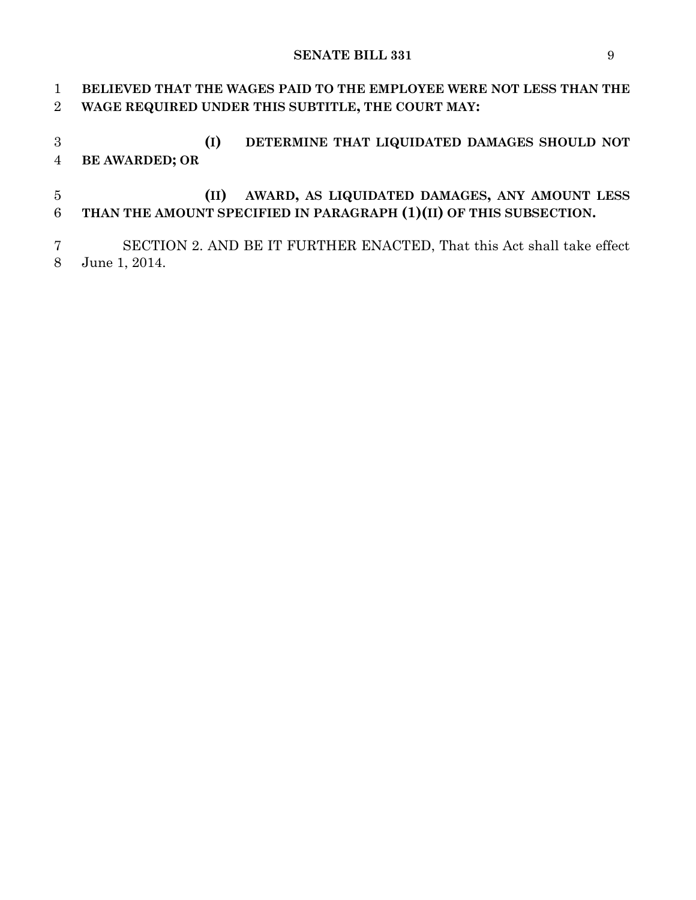**BELIEVED THAT THE WAGES PAID TO THE EMPLOYEE WERE NOT LESS THAN THE WAGE REQUIRED UNDER THIS SUBTITLE, THE COURT MAY:**

**(I) DETERMINE THAT LIQUIDATED DAMAGES SHOULD NOT BE AWARDED; OR**

**(II) AWARD, AS LIQUIDATED DAMAGES, ANY AMOUNT LESS THAN THE AMOUNT SPECIFIED IN PARAGRAPH (1)(II) OF THIS SUBSECTION.**

SECTION 2. AND BE IT FURTHER ENACTED, That this Act shall take effect June 1, 2014.